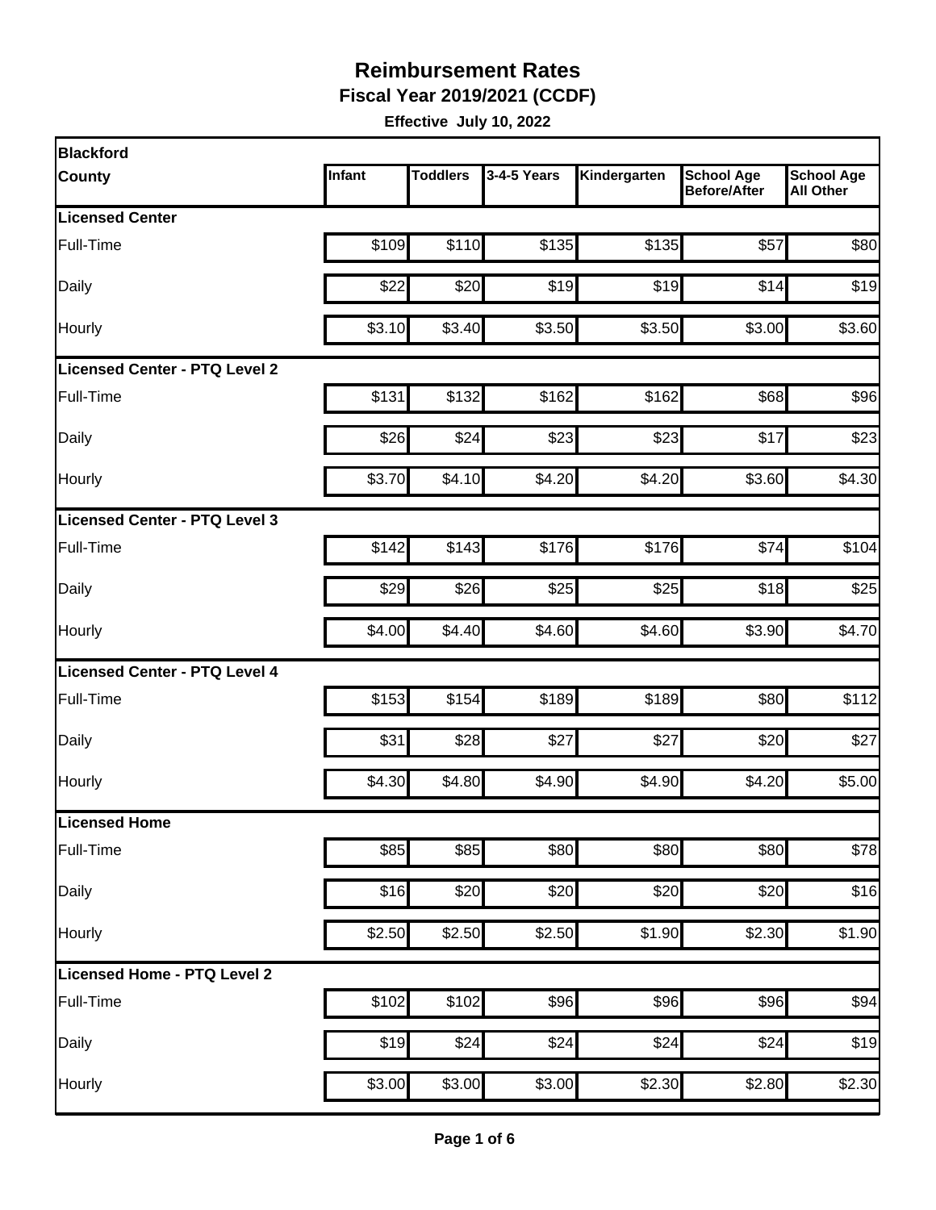# Reimbursement Rates

**Fiscal Year 2019/2021 (CCDF)**

**Effective July 10, 2022**

| Blackford County | Infant | Toddlers | 3-4-5 Years | Kindergarten | School Age Before/After | School Age All Other |
|---|---|---|---|---|---|---|
| **Licensed Center** | | | | | | |
| Full-Time | $109 | $110 | $135 | $135 | $57 | $80 |
| Daily | $22 | $20 | $19 | $19 | $14 | $19 |
| Hourly | $3.10 | $3.40 | $3.50 | $3.50 | $3.00 | $3.60 |
| **Licensed Center - PTQ Level 2** | | | | | | |
| Full-Time | $131 | $132 | $162 | $162 | $68 | $96 |
| Daily | $26 | $24 | $23 | $23 | $17 | $23 |
| Hourly | $3.70 | $4.10 | $4.20 | $4.20 | $3.60 | $4.30 |
| **Licensed Center - PTQ Level 3** | | | | | | |
| Full-Time | $142 | $143 | $176 | $176 | $74 | $104 |
| Daily | $29 | $26 | $25 | $25 | $18 | $25 |
| Hourly | $4.00 | $4.40 | $4.60 | $4.60 | $3.90 | $4.70 |
| **Licensed Center - PTQ Level 4** | | | | | | |
| Full-Time | $153 | $154 | $189 | $189 | $80 | $112 |
| Daily | $31 | $28 | $27 | $27 | $20 | $27 |
| Hourly | $4.30 | $4.80 | $4.90 | $4.90 | $4.20 | $5.00 |
| **Licensed Home** | | | | | | |
| Full-Time | $85 | $85 | $80 | $80 | $80 | $78 |
| Daily | $16 | $20 | $20 | $20 | $20 | $16 |
| Hourly | $2.50 | $2.50 | $2.50 | $1.90 | $2.30 | $1.90 |
| **Licensed Home - PTQ Level 2** | | | | | | |
| Full-Time | $102 | $102 | $96 | $96 | $96 | $94 |
| Daily | $19 | $24 | $24 | $24 | $24 | $19 |
| Hourly | $3.00 | $3.00 | $3.00 | $2.30 | $2.80 | $2.30 |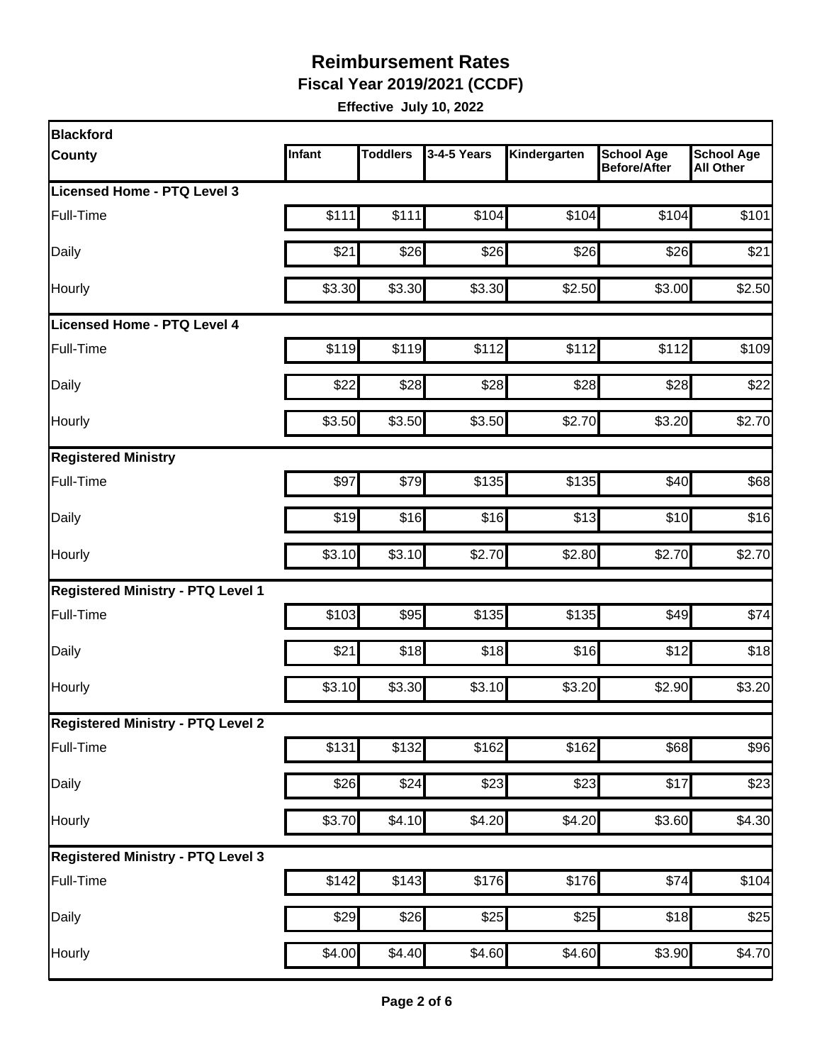# Reimbursement Rates

**Fiscal Year 2019/2021 (CCDF)**

**Effective July 10, 2022**

| Blackford County | Infant | Toddlers | 3-4-5 Years | Kindergarten | School Age Before/After | School Age All Other |
|---|---|---|---|---|---|---|
| **Licensed Home - PTQ Level 3** | | | | | | |
| Full-Time | $111 | $111 | $104 | $104 | $104 | $101 |
| Daily | $21 | $26 | $26 | $26 | $26 | $21 |
| Hourly | $3.30 | $3.30 | $3.30 | $2.50 | $3.00 | $2.50 |
| **Licensed Home - PTQ Level 4** | | | | | | |
| Full-Time | $119 | $119 | $112 | $112 | $112 | $109 |
| Daily | $22 | $28 | $28 | $28 | $28 | $22 |
| Hourly | $3.50 | $3.50 | $3.50 | $2.70 | $3.20 | $2.70 |
| **Registered Ministry** | | | | | | |
| Full-Time | $97 | $79 | $135 | $135 | $40 | $68 |
| Daily | $19 | $16 | $16 | $13 | $10 | $16 |
| Hourly | $3.10 | $3.10 | $2.70 | $2.80 | $2.70 | $2.70 |
| **Registered Ministry - PTQ Level 1** | | | | | | |
| Full-Time | $103 | $95 | $135 | $135 | $49 | $74 |
| Daily | $21 | $18 | $18 | $16 | $12 | $18 |
| Hourly | $3.10 | $3.30 | $3.10 | $3.20 | $2.90 | $3.20 |
| **Registered Ministry - PTQ Level 2** | | | | | | |
| Full-Time | $131 | $132 | $162 | $162 | $68 | $96 |
| Daily | $26 | $24 | $23 | $23 | $17 | $23 |
| Hourly | $3.70 | $4.10 | $4.20 | $4.20 | $3.60 | $4.30 |
| **Registered Ministry - PTQ Level 3** | | | | | | |
| Full-Time | $142 | $143 | $176 | $176 | $74 | $104 |
| Daily | $29 | $26 | $25 | $25 | $18 | $25 |
| Hourly | $4.00 | $4.40 | $4.60 | $4.60 | $3.90 | $4.70 |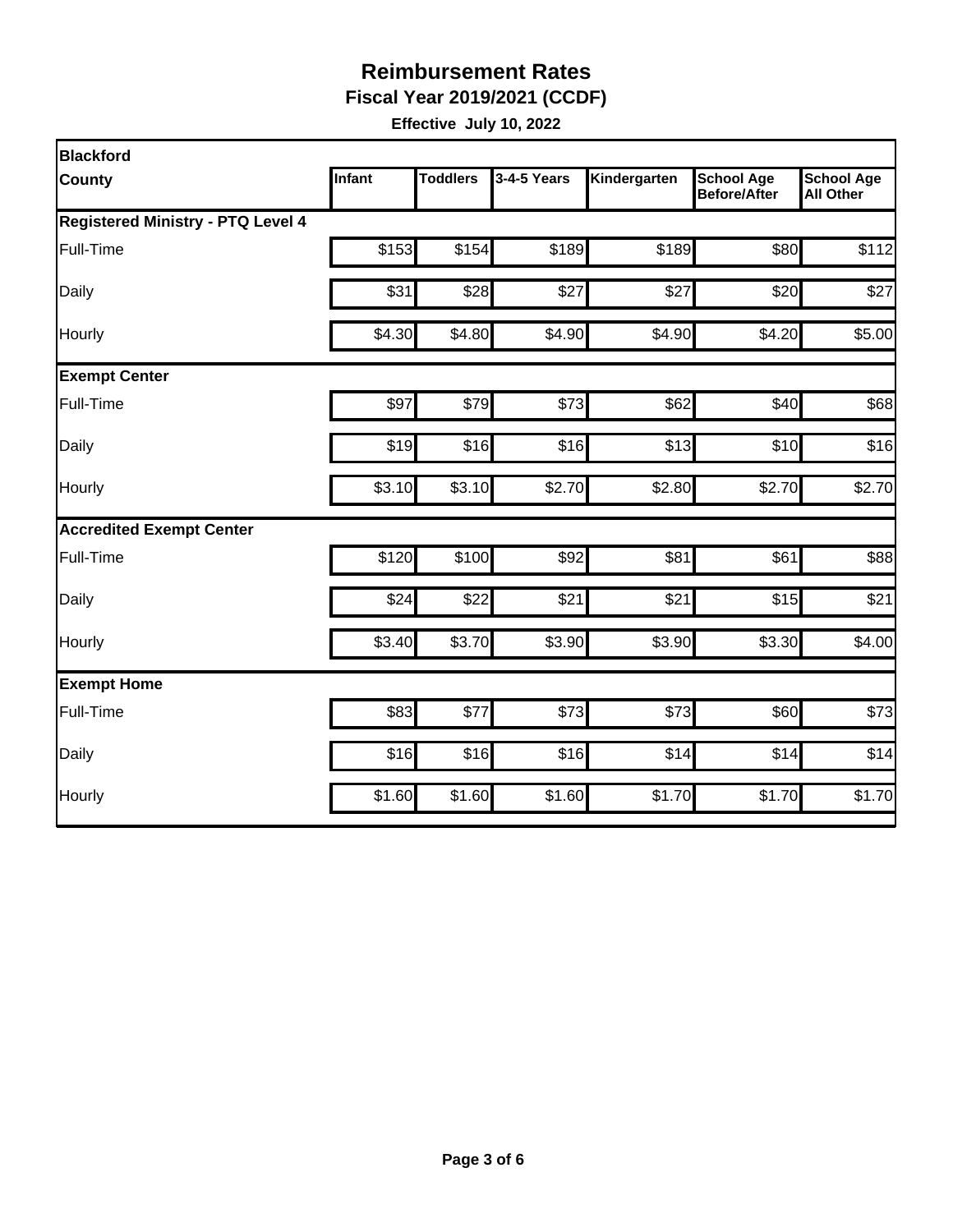# Reimbursement Rates

## Fiscal Year 2019/2021 (CCDF)

**Effective July 10, 2022**

| Blackford County | Infant | Toddlers | 3-4-5 Years | Kindergarten | School Age Before/After | School Age All Other |
|---|---|---|---|---|---|---|
| **Registered Ministry - PTQ Level 4** | | | | | | |
| Full-Time | $153 | $154 | $189 | $189 | $80 | $112 |
| Daily | $31 | $28 | $27 | $27 | $20 | $27 |
| Hourly | $4.30 | $4.80 | $4.90 | $4.90 | $4.20 | $5.00 |
| **Exempt Center** | | | | | | |
| Full-Time | $97 | $79 | $73 | $62 | $40 | $68 |
| Daily | $19 | $16 | $16 | $13 | $10 | $16 |
| Hourly | $3.10 | $3.10 | $2.70 | $2.80 | $2.70 | $2.70 |
| **Accredited Exempt Center** | | | | | | |
| Full-Time | $120 | $100 | $92 | $81 | $61 | $88 |
| Daily | $24 | $22 | $21 | $21 | $15 | $21 |
| Hourly | $3.40 | $3.70 | $3.90 | $3.90 | $3.30 | $4.00 |
| **Exempt Home** | | | | | | |
| Full-Time | $83 | $77 | $73 | $73 | $60 | $73 |
| Daily | $16 | $16 | $16 | $14 | $14 | $14 |
| Hourly | $1.60 | $1.60 | $1.60 | $1.70 | $1.70 | $1.70 |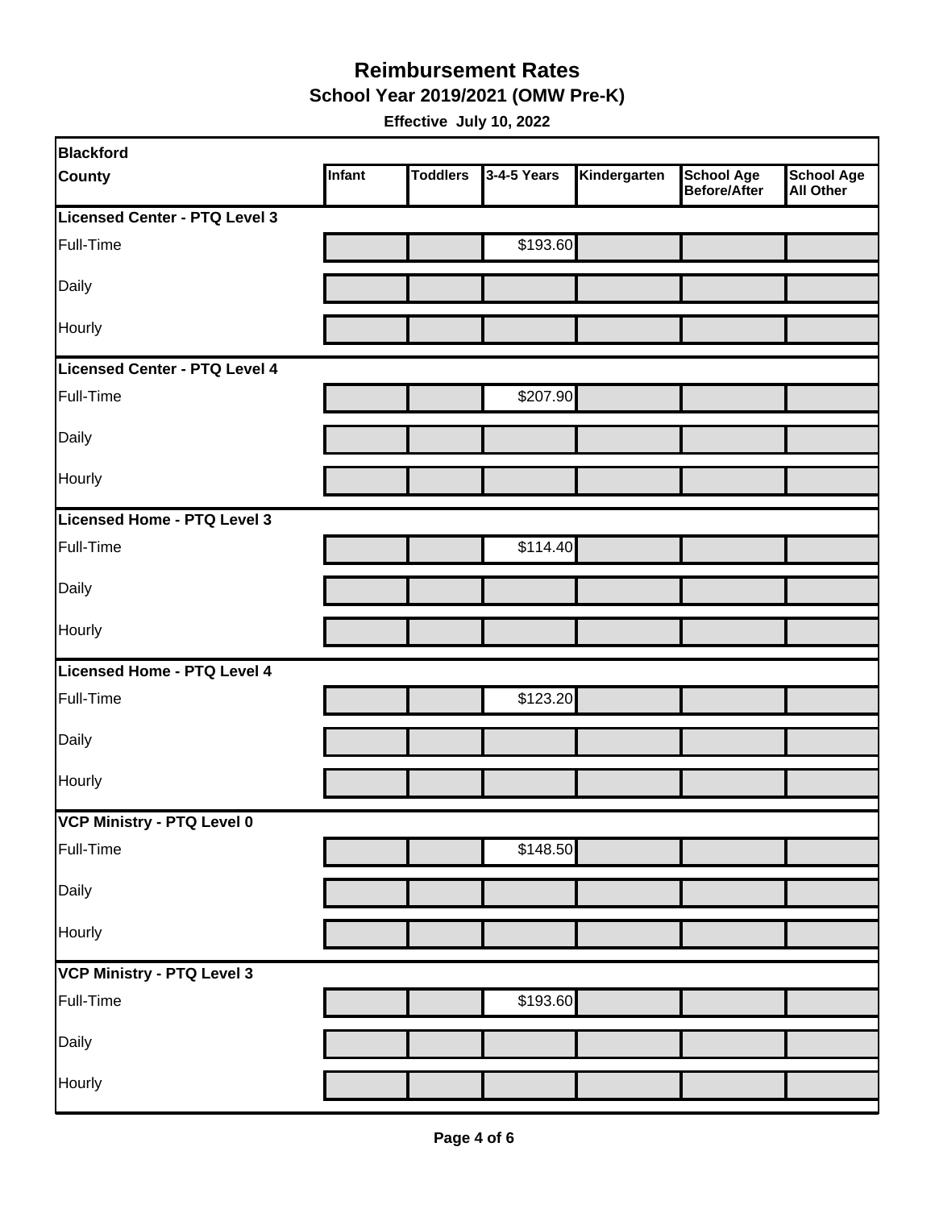# Reimbursement Rates

## School Year 2019/2021 (OMW Pre-K)

**Effective July 10, 2022**

| Blackford County | Infant | Toddlers | 3-4-5 Years | Kindergarten | School Age Before/After | School Age All Other |
|---|---|---|---|---|---|---|
| **Licensed Center - PTQ Level 3** | | | | | | |
| Full-Time | | | $193.60 | | | |
| Daily | | | | | | |
| Hourly | | | | | | |
| **Licensed Center - PTQ Level 4** | | | | | | |
| Full-Time | | | $207.90 | | | |
| Daily | | | | | | |
| Hourly | | | | | | |
| **Licensed Home - PTQ Level 3** | | | | | | |
| Full-Time | | | $114.40 | | | |
| Daily | | | | | | |
| Hourly | | | | | | |
| **Licensed Home - PTQ Level 4** | | | | | | |
| Full-Time | | | $123.20 | | | |
| Daily | | | | | | |
| Hourly | | | | | | |
| **VCP Ministry - PTQ Level 0** | | | | | | |
| Full-Time | | | $148.50 | | | |
| Daily | | | | | | |
| Hourly | | | | | | |
| **VCP Ministry - PTQ Level 3** | | | | | | |
| Full-Time | | | $193.60 | | | |
| Daily | | | | | | |
| Hourly | | | | | | |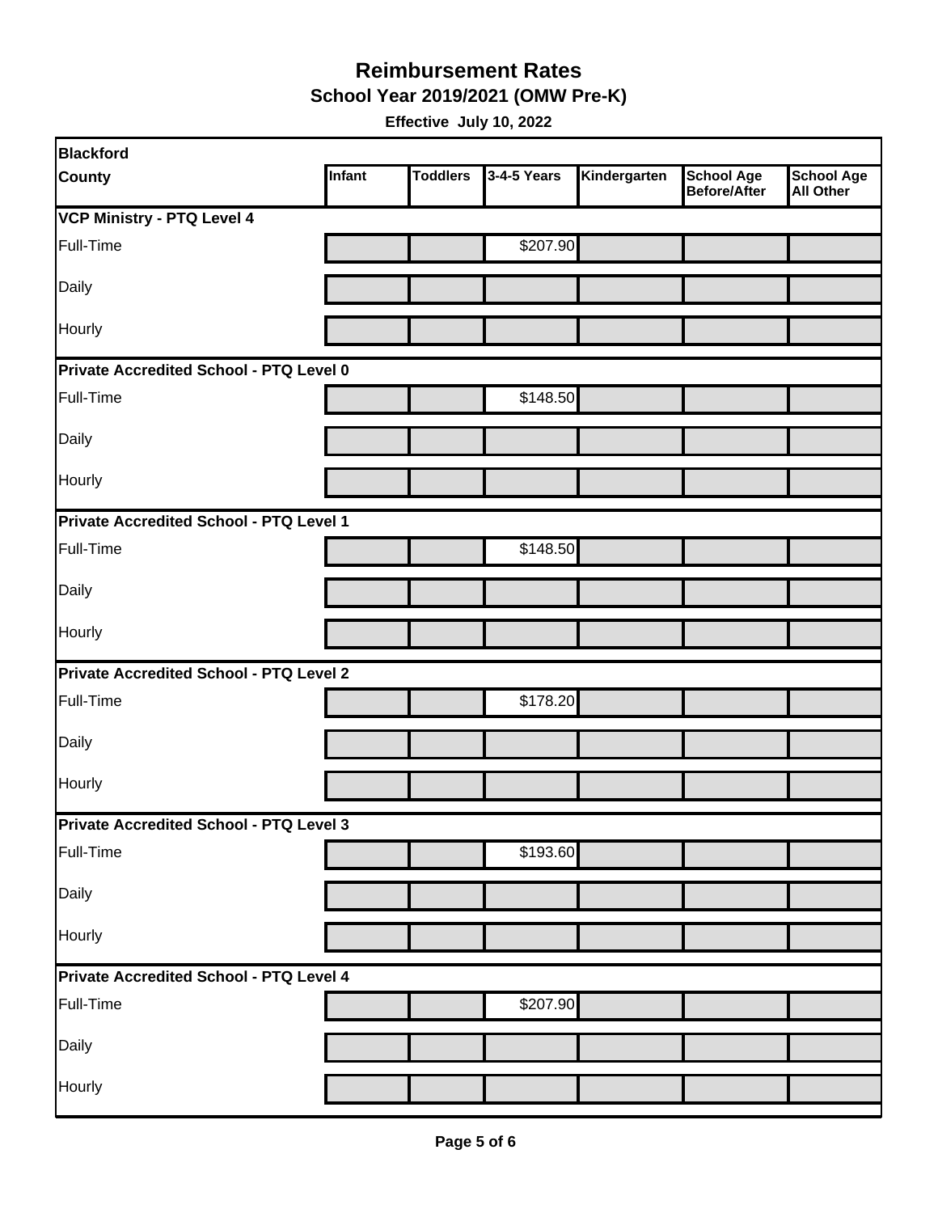# Reimbursement Rates

## School Year 2019/2021 (OMW Pre-K)

**Effective July 10, 2022**

| Blackford County | Infant | Toddlers | 3-4-5 Years | Kindergarten | School Age Before/After | School Age All Other |
|---|---|---|---|---|---|---|
| **VCP Ministry - PTQ Level 4** | | | | | | |
| Full-Time | | | $207.90 | | | |
| Daily | | | | | | |
| Hourly | | | | | | |
| **Private Accredited School - PTQ Level 0** | | | | | | |
| Full-Time | | | $148.50 | | | |
| Daily | | | | | | |
| Hourly | | | | | | |
| **Private Accredited School - PTQ Level 1** | | | | | | |
| Full-Time | | | $148.50 | | | |
| Daily | | | | | | |
| Hourly | | | | | | |
| **Private Accredited School - PTQ Level 2** | | | | | | |
| Full-Time | | | $178.20 | | | |
| Daily | | | | | | |
| Hourly | | | | | | |
| **Private Accredited School - PTQ Level 3** | | | | | | |
| Full-Time | | | $193.60 | | | |
| Daily | | | | | | |
| Hourly | | | | | | |
| **Private Accredited School - PTQ Level 4** | | | | | | |
| Full-Time | | | $207.90 | | | |
| Daily | | | | | | |
| Hourly | | | | | | |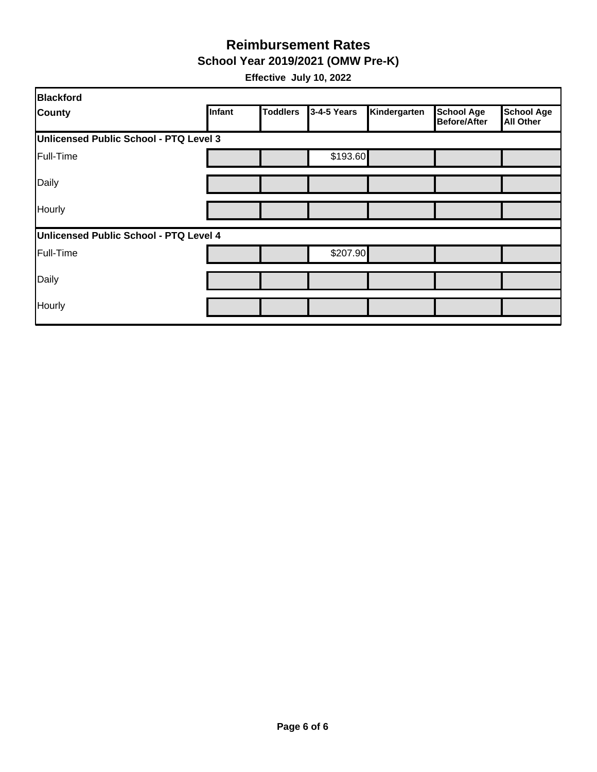# Reimbursement Rates

## School Year 2019/2021 (OMW Pre-K)

**Effective July 10, 2022**

| Blackford County | Infant | Toddlers | 3-4-5 Years | Kindergarten | School Age Before/After | School Age All Other |
|---|---|---|---|---|---|---|
| **Unlicensed Public School - PTQ Level 3** | | | | | | |
| Full-Time | | | $193.60 | | | |
| Daily | | | | | | |
| Hourly | | | | | | |
| **Unlicensed Public School - PTQ Level 4** | | | | | | |
| Full-Time | | | $207.90 | | | |
| Daily | | | | | | |
| Hourly | | | | | | |